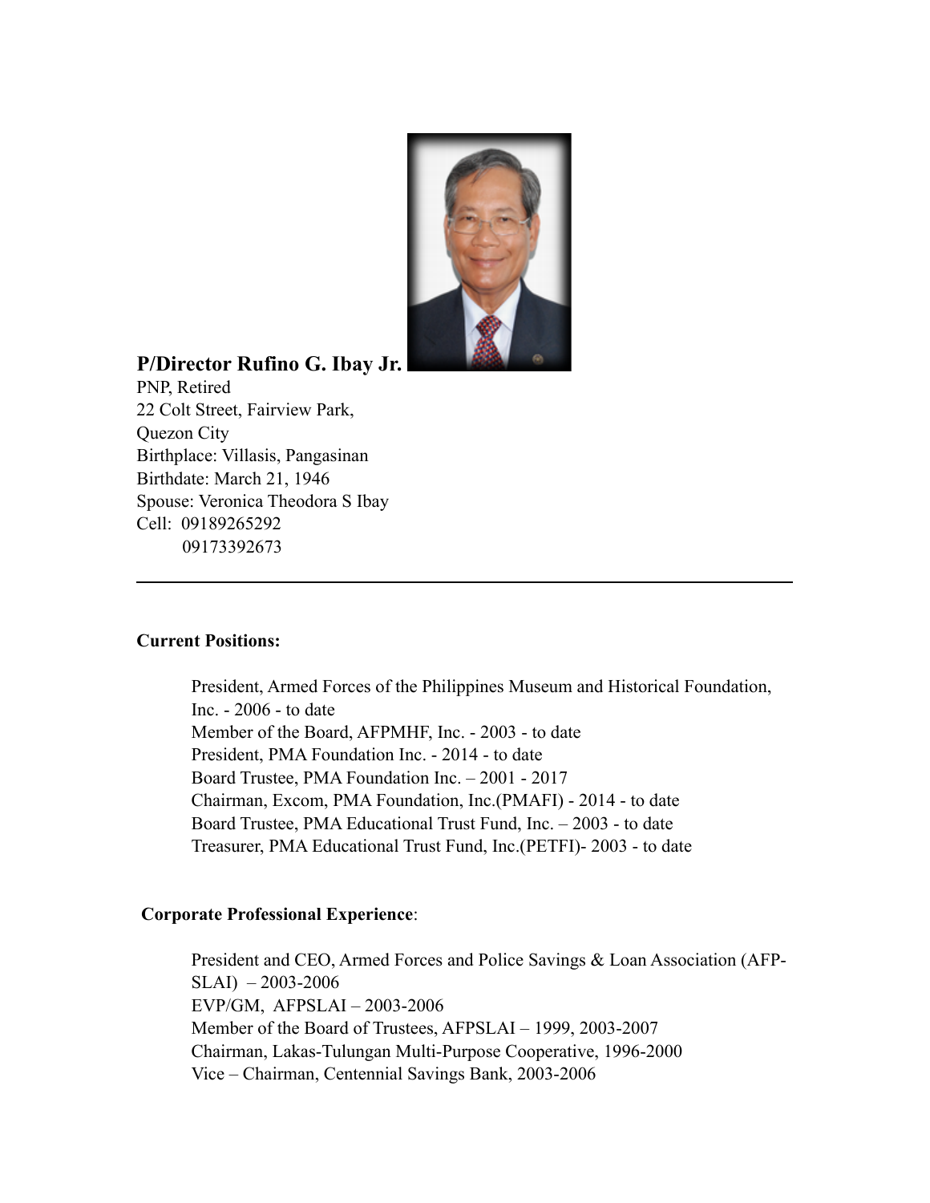# P/Director Rufino G. Ibay Jr.

PNP, Retired
22 Colt Street, Fairview Park,
Quezon City
Birthplace: Villasis, Pangasinan
Birthdate: March 21, 1946
Spouse: Veronica Theodora S Ibay
Cell: 09189265292
09173392673

---

**Current Positions:**

President, Armed Forces of the Philippines Museum and Historical Foundation, Inc. - 2006 - to date
Member of the Board, AFPMHF, Inc. - 2003 - to date
President, PMA Foundation Inc. - 2014 - to date
Board Trustee, PMA Foundation Inc. – 2001 - 2017
Chairman, Excom, PMA Foundation, Inc.(PMAFI) - 2014 - to date
Board Trustee, PMA Educational Trust Fund, Inc. – 2003 - to date
Treasurer, PMA Educational Trust Fund, Inc.(PETFI)- 2003 - to date

**Corporate Professional Experience**:

President and CEO, Armed Forces and Police Savings & Loan Association (AFP-SLAI) – 2003-2006
EVP/GM, AFPSLAI – 2003-2006
Member of the Board of Trustees, AFPSLAI – 1999, 2003-2007
Chairman, Lakas-Tulungan Multi-Purpose Cooperative, 1996-2000
Vice – Chairman, Centennial Savings Bank, 2003-2006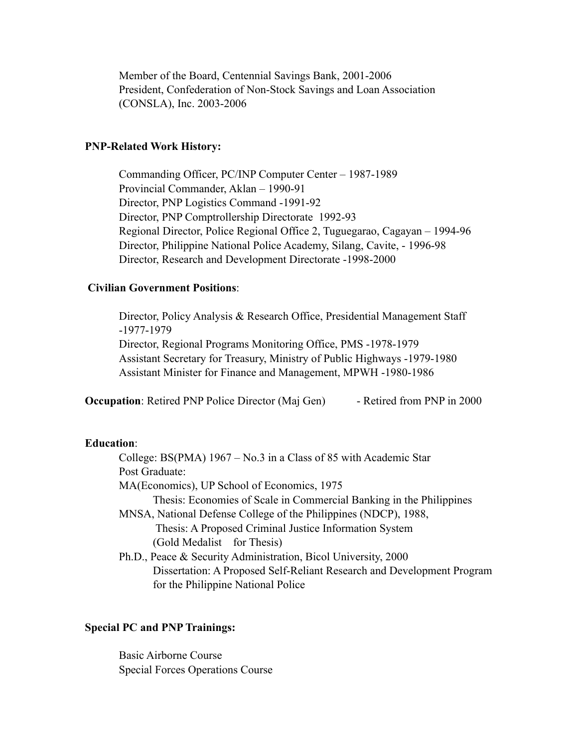Member of the Board, Centennial Savings Bank, 2001-2006
President, Confederation of Non-Stock Savings and Loan Association (CONSLA), Inc. 2003-2006

**PNP-Related Work History:**

Commanding Officer, PC/INP Computer Center – 1987-1989
Provincial Commander, Aklan – 1990-91
Director, PNP Logistics Command -1991-92
Director, PNP Comptrollership Directorate 1992-93
Regional Director, Police Regional Office 2, Tuguegarao, Cagayan – 1994-96
Director, Philippine National Police Academy, Silang, Cavite, - 1996-98
Director, Research and Development Directorate -1998-2000

**Civilian Government Positions**:

Director, Policy Analysis & Research Office, Presidential Management Staff -1977-1979
Director, Regional Programs Monitoring Office, PMS -1978-1979
Assistant Secretary for Treasury, Ministry of Public Highways -1979-1980
Assistant Minister for Finance and Management, MPWH -1980-1986

**Occupation**: Retired PNP Police Director (Maj Gen) - Retired from PNP in 2000

**Education**:

College: BS(PMA) 1967 – No.3 in a Class of 85 with Academic Star
Post Graduate:
MA(Economics), UP School of Economics, 1975
Thesis: Economies of Scale in Commercial Banking in the Philippines
MNSA, National Defense College of the Philippines (NDCP), 1988,
Thesis: A Proposed Criminal Justice Information System
(Gold Medalist for Thesis)
Ph.D., Peace & Security Administration, Bicol University, 2000
Dissertation: A Proposed Self-Reliant Research and Development Program for the Philippine National Police

**Special PC and PNP Trainings:**

Basic Airborne Course
Special Forces Operations Course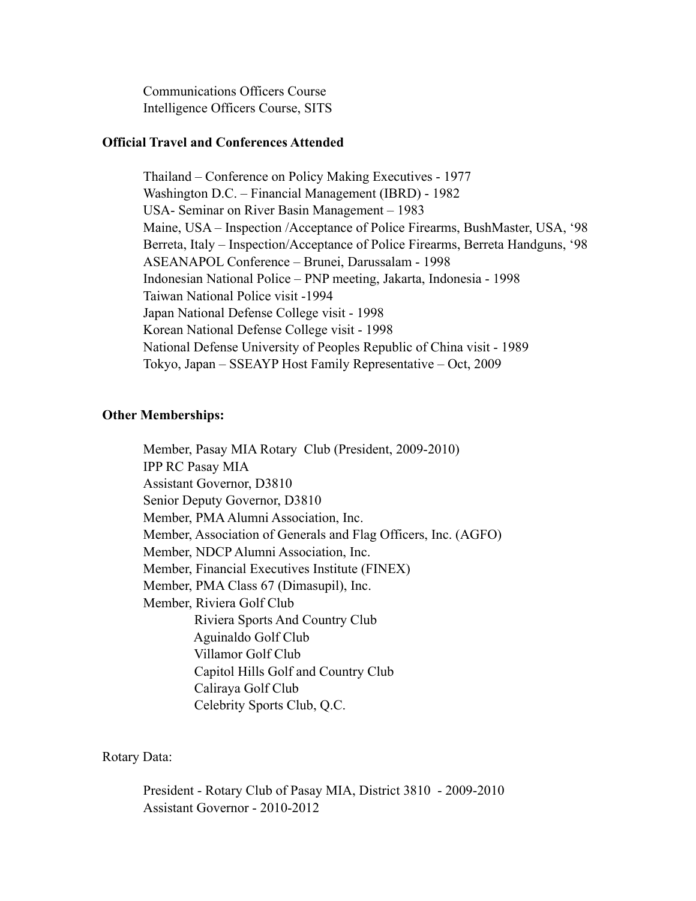Communications Officers Course
Intelligence Officers Course, SITS

**Official Travel and Conferences Attended**

Thailand – Conference on Policy Making Executives - 1977
Washington D.C. – Financial Management (IBRD) - 1982
USA- Seminar on River Basin Management – 1983
Maine, USA – Inspection /Acceptance of Police Firearms, BushMaster, USA, '98
Berreta, Italy – Inspection/Acceptance of Police Firearms, Berreta Handguns, '98
ASEANAPOL Conference – Brunei, Darussalam - 1998
Indonesian National Police – PNP meeting, Jakarta, Indonesia - 1998
Taiwan National Police visit -1994
Japan National Defense College visit - 1998
Korean National Defense College visit - 1998
National Defense University of Peoples Republic of China visit - 1989
Tokyo, Japan – SSEAYP Host Family Representative – Oct, 2009

**Other Memberships:**

Member, Pasay MIA Rotary Club (President, 2009-2010)
IPP RC Pasay MIA
Assistant Governor, D3810
Senior Deputy Governor, D3810
Member, PMA Alumni Association, Inc.
Member, Association of Generals and Flag Officers, Inc. (AGFO)
Member, NDCP Alumni Association, Inc.
Member, Financial Executives Institute (FINEX)
Member, PMA Class 67 (Dimasupil), Inc.
Member, Riviera Golf Club
 Riviera Sports And Country Club
 Aguinaldo Golf Club
 Villamor Golf Club
 Capitol Hills Golf and Country Club
 Caliraya Golf Club
 Celebrity Sports Club, Q.C.

Rotary Data:

President - Rotary Club of Pasay MIA, District 3810 - 2009-2010
Assistant Governor - 2010-2012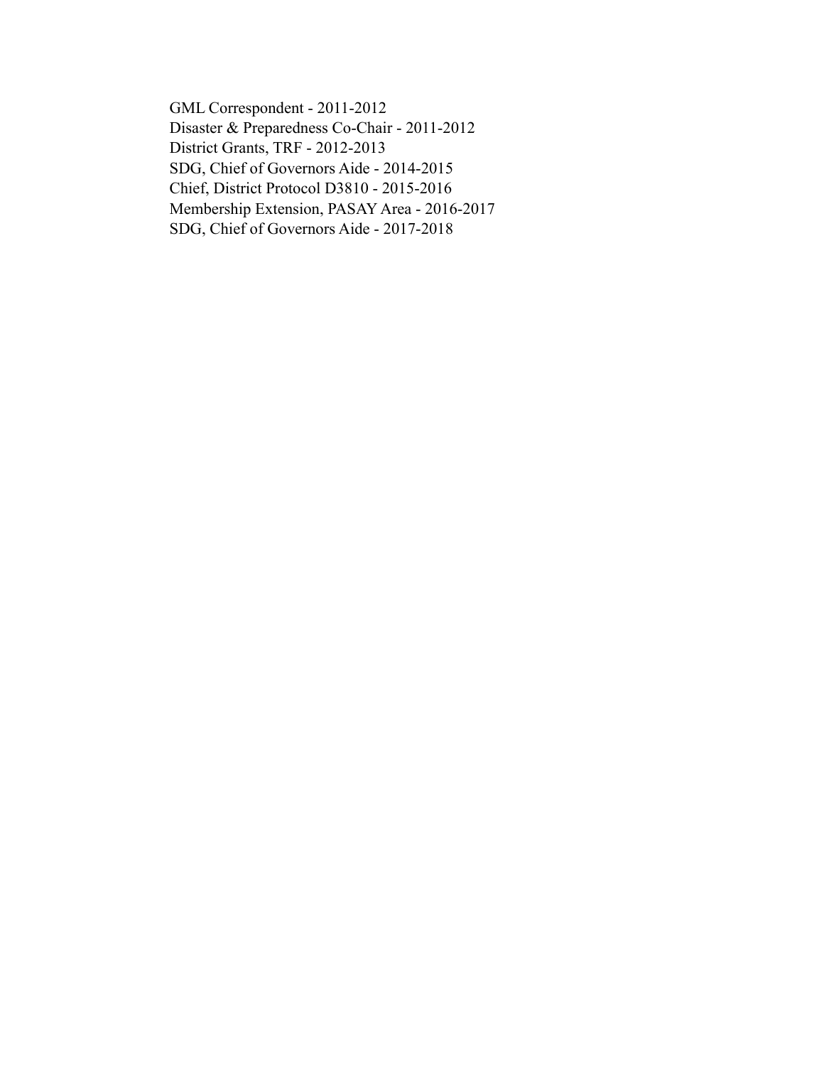GML Correspondent - 2011-2012
Disaster & Preparedness Co-Chair - 2011-2012
District Grants, TRF - 2012-2013
SDG, Chief of Governors Aide - 2014-2015
Chief, District Protocol D3810 - 2015-2016
Membership Extension, PASAY Area - 2016-2017
SDG, Chief of Governors Aide - 2017-2018